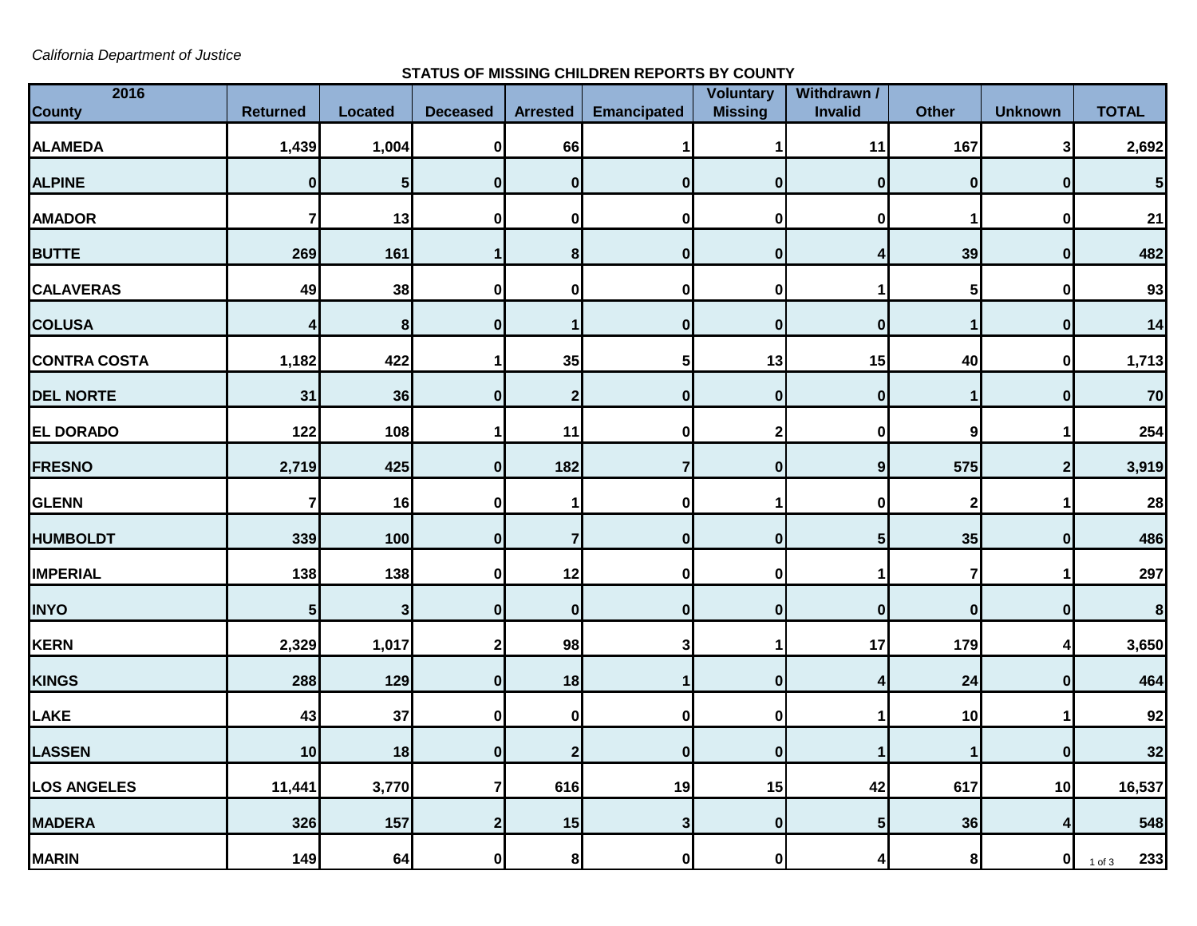*California Department of Justice*

**STATUS OF MISSING CHILDREN REPORTS BY COUNTY**

| 2016 County | Returned | Located | Deceased | Arrested | Emancipated | Voluntary Missing | Withdrawn / Invalid | Other | Unknown | TOTAL |
|---|---|---|---|---|---|---|---|---|---|---|
| ALAMEDA | 1,439 | 1,004 | 0 | 66 | 1 | 1 | 11 | 167 | 3 | 2,692 |
| ALPINE | 0 | 5 | 0 | 0 | 0 | 0 | 0 | 0 | 0 | 5 |
| AMADOR | 7 | 13 | 0 | 0 | 0 | 0 | 0 | 1 | 0 | 21 |
| BUTTE | 269 | 161 | 1 | 8 | 0 | 0 | 4 | 39 | 0 | 482 |
| CALAVERAS | 49 | 38 | 0 | 0 | 0 | 0 | 1 | 5 | 0 | 93 |
| COLUSA | 4 | 8 | 0 | 1 | 0 | 0 | 0 | 1 | 0 | 14 |
| CONTRA COSTA | 1,182 | 422 | 1 | 35 | 5 | 13 | 15 | 40 | 0 | 1,713 |
| DEL NORTE | 31 | 36 | 0 | 2 | 0 | 0 | 0 | 1 | 0 | 70 |
| EL DORADO | 122 | 108 | 1 | 11 | 0 | 2 | 0 | 9 | 1 | 254 |
| FRESNO | 2,719 | 425 | 0 | 182 | 7 | 0 | 9 | 575 | 2 | 3,919 |
| GLENN | 7 | 16 | 0 | 1 | 0 | 1 | 0 | 2 | 1 | 28 |
| HUMBOLDT | 339 | 100 | 0 | 7 | 0 | 0 | 5 | 35 | 0 | 486 |
| IMPERIAL | 138 | 138 | 0 | 12 | 0 | 0 | 1 | 7 | 1 | 297 |
| INYO | 5 | 3 | 0 | 0 | 0 | 0 | 0 | 0 | 0 | 8 |
| KERN | 2,329 | 1,017 | 2 | 98 | 3 | 1 | 17 | 179 | 4 | 3,650 |
| KINGS | 288 | 129 | 0 | 18 | 1 | 0 | 4 | 24 | 0 | 464 |
| LAKE | 43 | 37 | 0 | 0 | 0 | 0 | 1 | 10 | 1 | 92 |
| LASSEN | 10 | 18 | 0 | 2 | 0 | 0 | 1 | 1 | 0 | 32 |
| LOS ANGELES | 11,441 | 3,770 | 7 | 616 | 19 | 15 | 42 | 617 | 10 | 16,537 |
| MADERA | 326 | 157 | 2 | 15 | 3 | 0 | 5 | 36 | 4 | 548 |
| MARIN | 149 | 64 | 0 | 8 | 0 | 0 | 4 | 8 | 0 | 233 |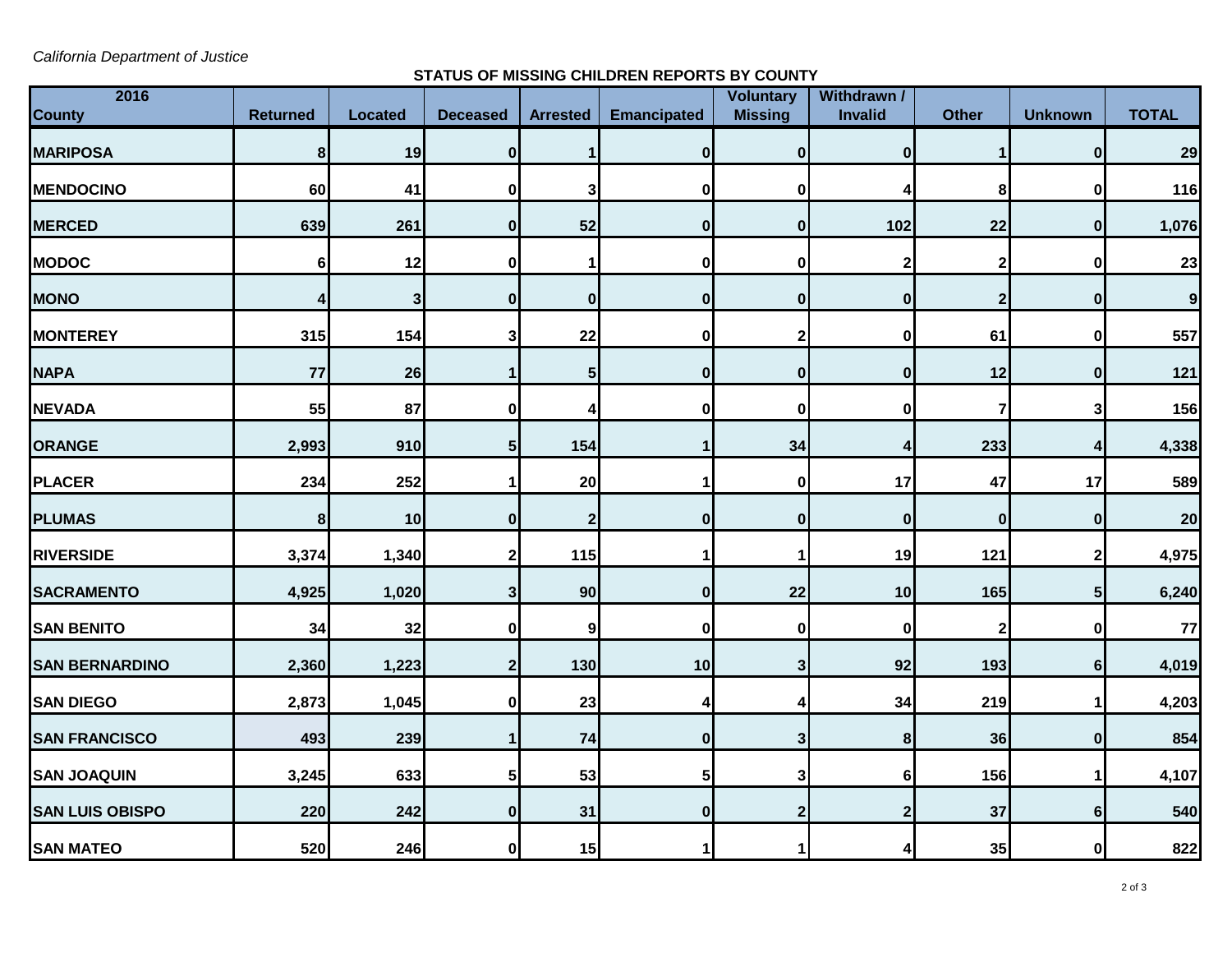*California Department of Justice*

**STATUS OF MISSING CHILDREN REPORTS BY COUNTY**

| 2016 County | Returned | Located | Deceased | Arrested | Emancipated | Voluntary Missing | Withdrawn / Invalid | Other | Unknown | TOTAL |
|---|---|---|---|---|---|---|---|---|---|---|
| MARIPOSA | 8 | 19 | 0 | 1 | 0 | 0 | 0 | 1 | 0 | 29 |
| MENDOCINO | 60 | 41 | 0 | 3 | 0 | 0 | 4 | 8 | 0 | 116 |
| MERCED | 639 | 261 | 0 | 52 | 0 | 0 | 102 | 22 | 0 | 1,076 |
| MODOC | 6 | 12 | 0 | 1 | 0 | 0 | 2 | 2 | 0 | 23 |
| MONO | 4 | 3 | 0 | 0 | 0 | 0 | 0 | 2 | 0 | 9 |
| MONTEREY | 315 | 154 | 3 | 22 | 0 | 2 | 0 | 61 | 0 | 557 |
| NAPA | 77 | 26 | 1 | 5 | 0 | 0 | 0 | 12 | 0 | 121 |
| NEVADA | 55 | 87 | 0 | 4 | 0 | 0 | 0 | 7 | 3 | 156 |
| ORANGE | 2,993 | 910 | 5 | 154 | 1 | 34 | 4 | 233 | 4 | 4,338 |
| PLACER | 234 | 252 | 1 | 20 | 1 | 0 | 17 | 47 | 17 | 589 |
| PLUMAS | 8 | 10 | 0 | 2 | 0 | 0 | 0 | 0 | 0 | 20 |
| RIVERSIDE | 3,374 | 1,340 | 2 | 115 | 1 | 1 | 19 | 121 | 2 | 4,975 |
| SACRAMENTO | 4,925 | 1,020 | 3 | 90 | 0 | 22 | 10 | 165 | 5 | 6,240 |
| SAN BENITO | 34 | 32 | 0 | 9 | 0 | 0 | 0 | 2 | 0 | 77 |
| SAN BERNARDINO | 2,360 | 1,223 | 2 | 130 | 10 | 3 | 92 | 193 | 6 | 4,019 |
| SAN DIEGO | 2,873 | 1,045 | 0 | 23 | 4 | 4 | 34 | 219 | 1 | 4,203 |
| SAN FRANCISCO | 493 | 239 | 1 | 74 | 0 | 3 | 8 | 36 | 0 | 854 |
| SAN JOAQUIN | 3,245 | 633 | 5 | 53 | 5 | 3 | 6 | 156 | 1 | 4,107 |
| SAN LUIS OBISPO | 220 | 242 | 0 | 31 | 0 | 2 | 2 | 37 | 6 | 540 |
| SAN MATEO | 520 | 246 | 0 | 15 | 1 | 1 | 4 | 35 | 0 | 822 |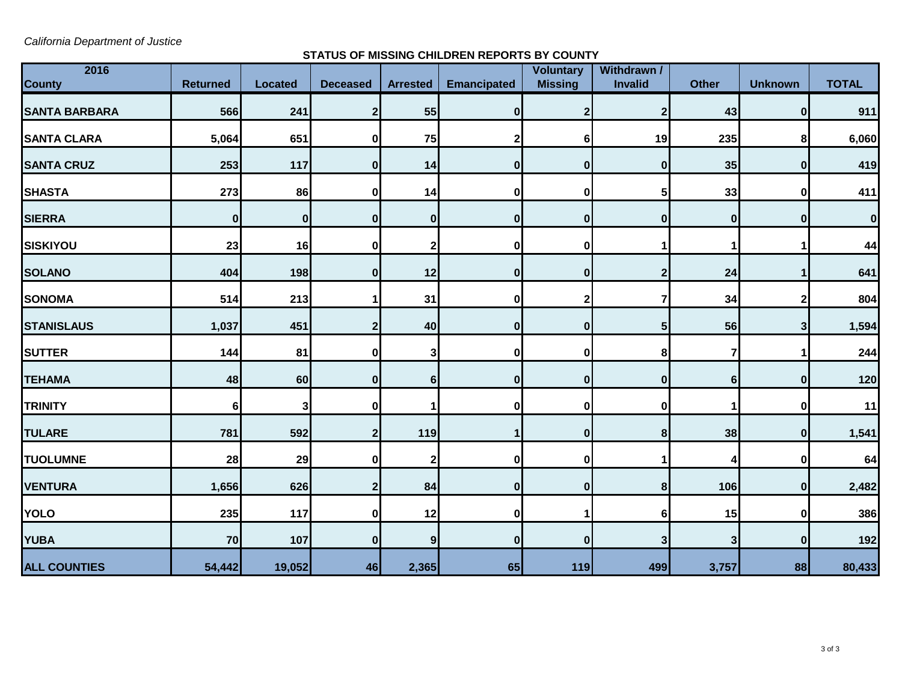*California Department of Justice*

**STATUS OF MISSING CHILDREN REPORTS BY COUNTY**

| 2016 County | Returned | Located | Deceased | Arrested | Emancipated | Voluntary Missing | Withdrawn / Invalid | Other | Unknown | TOTAL |
|---|---|---|---|---|---|---|---|---|---|---|
| SANTA BARBARA | 566 | 241 | 2 | 55 | 0 | 2 | 2 | 43 | 0 | 911 |
| SANTA CLARA | 5,064 | 651 | 0 | 75 | 2 | 6 | 19 | 235 | 8 | 6,060 |
| SANTA CRUZ | 253 | 117 | 0 | 14 | 0 | 0 | 0 | 35 | 0 | 419 |
| SHASTA | 273 | 86 | 0 | 14 | 0 | 0 | 5 | 33 | 0 | 411 |
| SIERRA | 0 | 0 | 0 | 0 | 0 | 0 | 0 | 0 | 0 | 0 |
| SISKIYOU | 23 | 16 | 0 | 2 | 0 | 0 | 1 | 1 | 1 | 44 |
| SOLANO | 404 | 198 | 0 | 12 | 0 | 0 | 2 | 24 | 1 | 641 |
| SONOMA | 514 | 213 | 1 | 31 | 0 | 2 | 7 | 34 | 2 | 804 |
| STANISLAUS | 1,037 | 451 | 2 | 40 | 0 | 0 | 5 | 56 | 3 | 1,594 |
| SUTTER | 144 | 81 | 0 | 3 | 0 | 0 | 8 | 7 | 1 | 244 |
| TEHAMA | 48 | 60 | 0 | 6 | 0 | 0 | 0 | 6 | 0 | 120 |
| TRINITY | 6 | 3 | 0 | 1 | 0 | 0 | 0 | 1 | 0 | 11 |
| TULARE | 781 | 592 | 2 | 119 | 1 | 0 | 8 | 38 | 0 | 1,541 |
| TUOLUMNE | 28 | 29 | 0 | 2 | 0 | 0 | 1 | 4 | 0 | 64 |
| VENTURA | 1,656 | 626 | 2 | 84 | 0 | 0 | 8 | 106 | 0 | 2,482 |
| YOLO | 235 | 117 | 0 | 12 | 0 | 1 | 6 | 15 | 0 | 386 |
| YUBA | 70 | 107 | 0 | 9 | 0 | 0 | 3 | 3 | 0 | 192 |
| ALL COUNTIES | 54,442 | 19,052 | 46 | 2,365 | 65 | 119 | 499 | 3,757 | 88 | 80,433 |